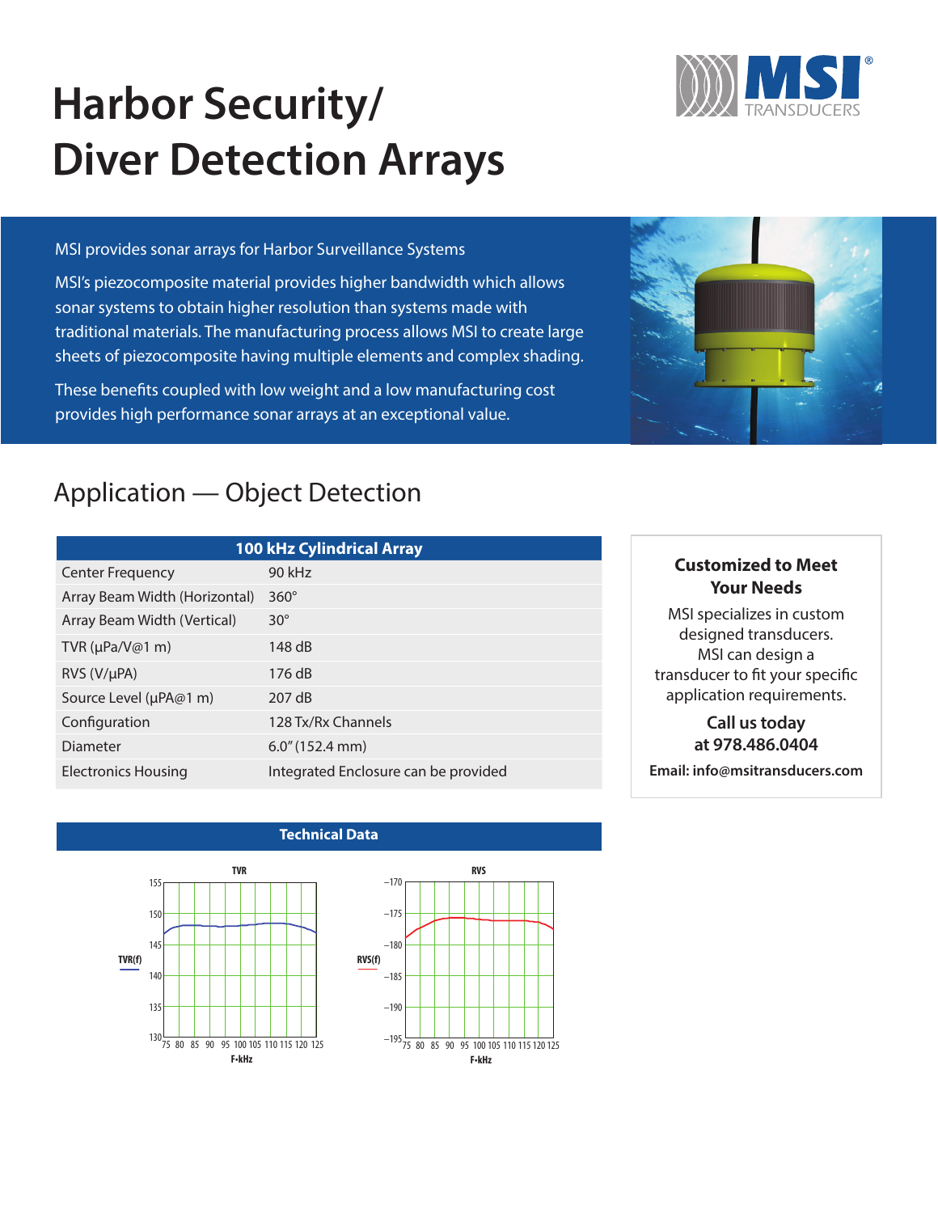# Harbor Security/ Diver Detection Arrays

MSI TRANSDUCERS

MSI provides sonar arrays for Harbor Surveillance Systems

MSI's piezocomposite material provides higher bandwidth which allows sonar systems to obtain higher resolution than systems made with traditional materials. The manufacturing process allows MSI to create large sheets of piezocomposite having multiple elements and complex shading.

These benefits coupled with low weight and a low manufacturing cost provides high performance sonar arrays at an exceptional value.

## Application — Object Detection

| 100 kHz Cylindrical Array | |
|---|---|
| Center Frequency | 90 kHz |
| Array Beam Width (Horizontal) | 360° |
| Array Beam Width (Vertical) | 30° |
| TVR (μPa/V@1 m) | 148 dB |
| RVS (V/μPA) | 176 dB |
| Source Level (μPA@1 m) | 207 dB |
| Configuration | 128 Tx/Rx Channels |
| Diameter | 6.0″ (152.4 mm) |
| Electronics Housing | Integrated Enclosure can be provided |

### Customized to Meet Your Needs

MSI specializes in custom designed transducers. MSI can design a transducer to fit your specific application requirements.

**Call us today at 978.486.0404**

**Email: info@msitransducers.com**

### Technical Data

TVR

TVR(f)

F-kHz

RVS

RVS(f)

F-kHz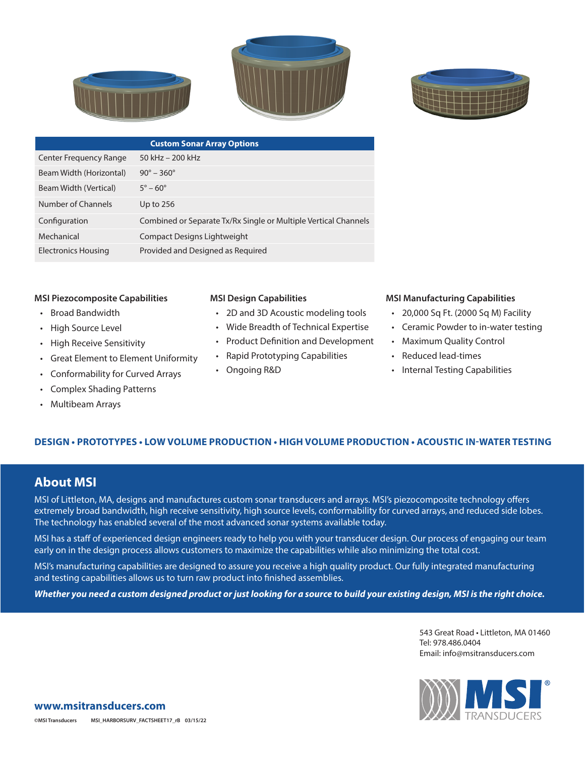| Custom Sonar Array Options | |
|---|---|
| Center Frequency Range | 50 kHz – 200 kHz |
| Beam Width (Horizontal) | 90° – 360° |
| Beam Width (Vertical) | 5° – 60° |
| Number of Channels | Up to 256 |
| Configuration | Combined or Separate Tx/Rx Single or Multiple Vertical Channels |
| Mechanical | Compact Designs Lightweight |
| Electronics Housing | Provided and Designed as Required |

### MSI Piezocomposite Capabilities

- Broad Bandwidth
- High Source Level
- High Receive Sensitivity
- Great Element to Element Uniformity
- Conformability for Curved Arrays
- Complex Shading Patterns
- Multibeam Arrays

### MSI Design Capabilities

- 2D and 3D Acoustic modeling tools
- Wide Breadth of Technical Expertise
- Product Definition and Development
- Rapid Prototyping Capabilities
- Ongoing R&D

### MSI Manufacturing Capabilities

- 20,000 Sq Ft. (2000 Sq M) Facility
- Ceramic Powder to in-water testing
- Maximum Quality Control
- Reduced lead-times
- Internal Testing Capabilities

**DESIGN • PROTOTYPES • LOW VOLUME PRODUCTION • HIGH VOLUME PRODUCTION • ACOUSTIC IN-WATER TESTING**

## About MSI

MSI of Littleton, MA, designs and manufactures custom sonar transducers and arrays. MSI's piezocomposite technology offers extremely broad bandwidth, high receive sensitivity, high source levels, conformability for curved arrays, and reduced side lobes. The technology has enabled several of the most advanced sonar systems available today.

MSI has a staff of experienced design engineers ready to help you with your transducer design. Our process of engaging our team early on in the design process allows customers to maximize the capabilities while also minimizing the total cost.

MSI's manufacturing capabilities are designed to assure you receive a high quality product. Our fully integrated manufacturing and testing capabilities allows us to turn raw product into finished assemblies.

***Whether you need a custom designed product or just looking for a source to build your existing design, MSI is the right choice.***

543 Great Road • Littleton, MA 01460
Tel: 978.486.0404
Email: info@msitransducers.com

MSI® TRANSDUCERS

**www.msitransducers.com**

©MSI Transducers MSI_HARBORSURV_FACTSHEET17_rB 03/15/22